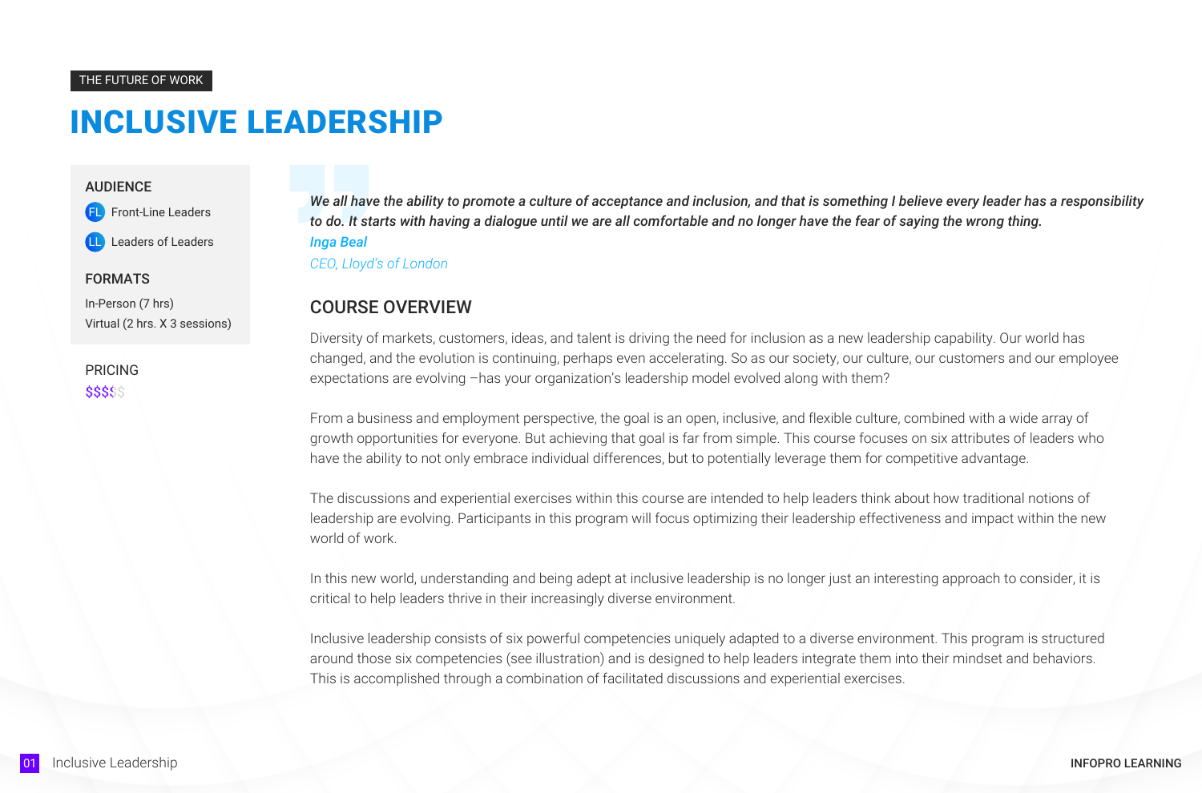THE FUTURE OF WORK

# INCLUSIVE LEADERSHIP

### AUDIENCE

- FL Front-Line Leaders
- LL Leaders of Leaders

### FORMATS

In-Person (7 hrs)
Virtual (2 hrs. X 3 sessions)

### PRICING

$$$$$

> ***We all have the ability to promote a culture of acceptance and inclusion, and that is something I believe every leader has a responsibility to do. It starts with having a dialogue until we are all comfortable and no longer have the fear of saying the wrong thing.***
>
> ***Inga Beal***
>
> *CEO, Lloyd's of London*

## COURSE OVERVIEW

Diversity of markets, customers, ideas, and talent is driving the need for inclusion as a new leadership capability. Our world has changed, and the evolution is continuing, perhaps even accelerating. So as our society, our culture, our customers and our employee expectations are evolving –has your organization's leadership model evolved along with them?

From a business and employment perspective, the goal is an open, inclusive, and flexible culture, combined with a wide array of growth opportunities for everyone. But achieving that goal is far from simple. This course focuses on six attributes of leaders who have the ability to not only embrace individual differences, but to potentially leverage them for competitive advantage.

The discussions and experiential exercises within this course are intended to help leaders think about how traditional notions of leadership are evolving. Participants in this program will focus optimizing their leadership effectiveness and impact within the new world of work.

In this new world, understanding and being adept at inclusive leadership is no longer just an interesting approach to consider, it is critical to help leaders thrive in their increasingly diverse environment.

Inclusive leadership consists of six powerful competencies uniquely adapted to a diverse environment. This program is structured around those six competencies (see illustration) and is designed to help leaders integrate them into their mindset and behaviors. This is accomplished through a combination of facilitated discussions and experiential exercises.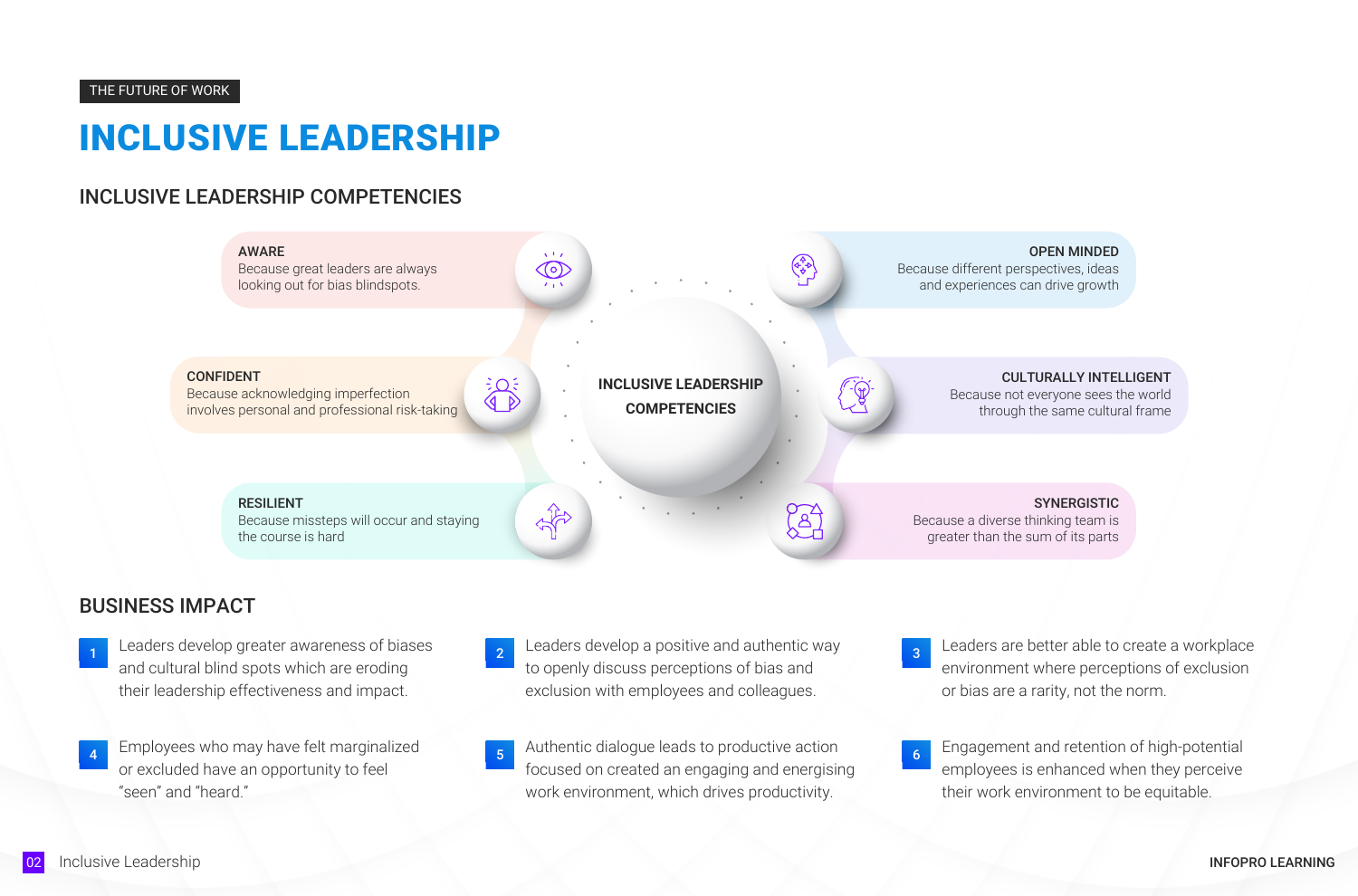THE FUTURE OF WORK

# INCLUSIVE LEADERSHIP

## INCLUSIVE LEADERSHIP COMPETENCIES

**INCLUSIVE LEADERSHIP COMPETENCIES**

**AWARE**
Because great leaders are always looking out for bias blindspots.

**CONFIDENT**
Because acknowledging imperfection involves personal and professional risk-taking

**RESILIENT**
Because missteps will occur and staying the course is hard

**OPEN MINDED**
Because different perspectives, ideas and experiences can drive growth

**CULTURALLY INTELLIGENT**
Because not everyone sees the world through the same cultural frame

**SYNERGISTIC**
Because a diverse thinking team is greater than the sum of its parts

## BUSINESS IMPACT

1. Leaders develop greater awareness of biases and cultural blind spots which are eroding their leadership effectiveness and impact.
2. Leaders develop a positive and authentic way to openly discuss perceptions of bias and exclusion with employees and colleagues.
3. Leaders are better able to create a workplace environment where perceptions of exclusion or bias are a rarity, not the norm.
4. Employees who may have felt marginalized or excluded have an opportunity to feel “seen” and “heard.”
5. Authentic dialogue leads to productive action focused on created an engaging and energising work environment, which drives productivity.
6. Engagement and retention of high-potential employees is enhanced when they perceive their work environment to be equitable.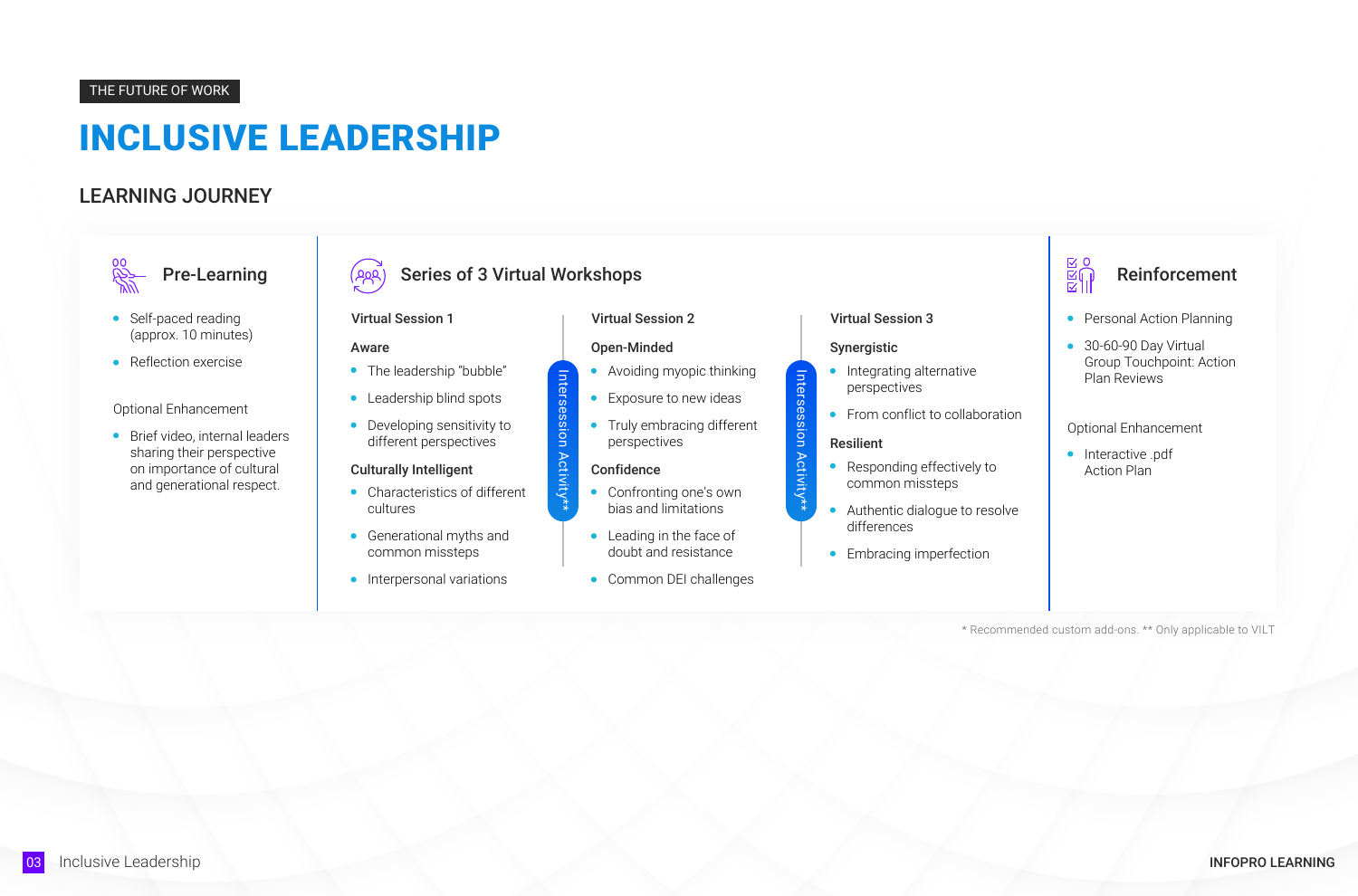THE FUTURE OF WORK

# INCLUSIVE LEADERSHIP

## LEARNING JOURNEY

### Pre-Learning

- Self-paced reading (approx. 10 minutes)
- Reflection exercise

Optional Enhancement

- Brief video, internal leaders sharing their perspective on importance of cultural and generational respect.

### Series of 3 Virtual Workshops

**Virtual Session 1**

**Aware**

- The leadership "bubble"
- Leadership blind spots
- Developing sensitivity to different perspectives

**Culturally Intelligent**

- Characteristics of different cultures
- Generational myths and common missteps
- Interpersonal variations

Intersession Activity**

**Virtual Session 2**

**Open-Minded**

- Avoiding myopic thinking
- Exposure to new ideas
- Truly embracing different perspectives

**Confidence**

- Confronting one's own bias and limitations
- Leading in the face of doubt and resistance
- Common DEI challenges

Intersession Activity**

**Virtual Session 3**

**Synergistic**

- Integrating alternative perspectives
- From conflict to collaboration

**Resilient**

- Responding effectively to common missteps
- Authentic dialogue to resolve differences
- Embracing imperfection

### Reinforcement

- Personal Action Planning
- 30-60-90 Day Virtual Group Touchpoint: Action Plan Reviews

Optional Enhancement

- Interactive .pdf Action Plan

* Recommended custom add-ons. ** Only applicable to VILT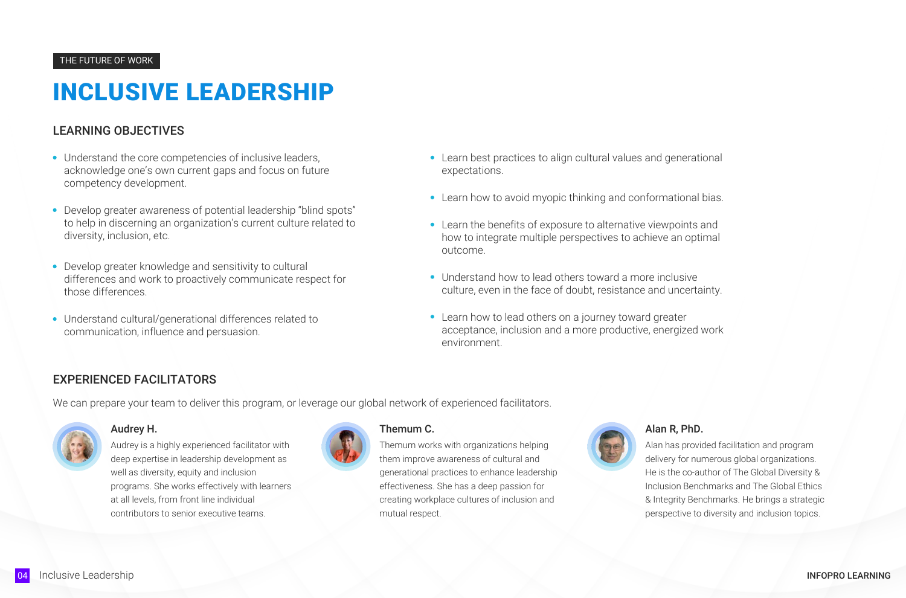THE FUTURE OF WORK

# INCLUSIVE LEADERSHIP

## LEARNING OBJECTIVES

- Understand the core competencies of inclusive leaders, acknowledge one's own current gaps and focus on future competency development.
- Develop greater awareness of potential leadership "blind spots" to help in discerning an organization's current culture related to diversity, inclusion, etc.
- Develop greater knowledge and sensitivity to cultural differences and work to proactively communicate respect for those differences.
- Understand cultural/generational differences related to communication, influence and persuasion.
- Learn best practices to align cultural values and generational expectations.
- Learn how to avoid myopic thinking and conformational bias.
- Learn the benefits of exposure to alternative viewpoints and how to integrate multiple perspectives to achieve an optimal outcome.
- Understand how to lead others toward a more inclusive culture, even in the face of doubt, resistance and uncertainty.
- Learn how to lead others on a journey toward greater acceptance, inclusion and a more productive, energized work environment.

## EXPERIENCED FACILITATORS

We can prepare your team to deliver this program, or leverage our global network of experienced facilitators.

### Audrey H.

Audrey is a highly experienced facilitator with deep expertise in leadership development as well as diversity, equity and inclusion programs. She works effectively with learners at all levels, from front line individual contributors to senior executive teams.

### Themum C.

Themum works with organizations helping them improve awareness of cultural and generational practices to enhance leadership effectiveness. She has a deep passion for creating workplace cultures of inclusion and mutual respect.

### Alan R, PhD.

Alan has provided facilitation and program delivery for numerous global organizations. He is the co-author of The Global Diversity & Inclusion Benchmarks and The Global Ethics & Integrity Benchmarks. He brings a strategic perspective to diversity and inclusion topics.